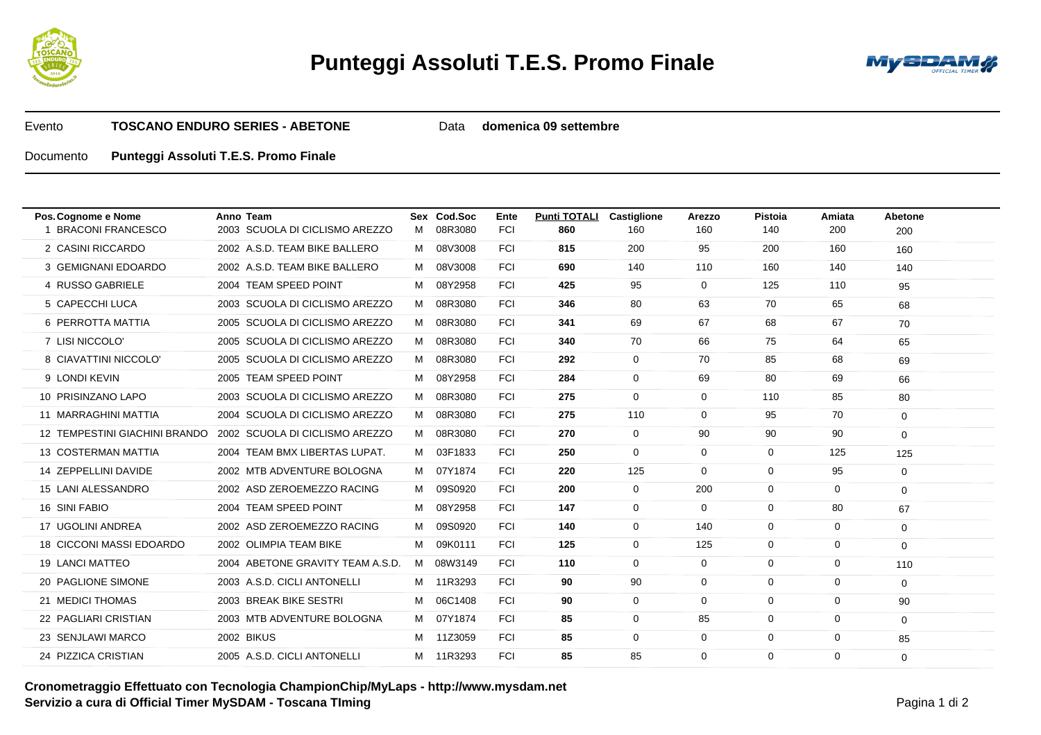# Punteggi Assoluti T.E.S. Promo Finale

Evento **TOSCANO ENDURO SERIES - ABETONE** Data **domenica 09 settembre**

Documento **Punteggi Assoluti T.E.S. Promo Finale**

| Pos. | Cognome e Nome | Anno | Team | Sex | Cod.Soc | Ente | Punti TOTALI | Castiglione | Arezzo | Pistoia | Amiata | Abetone |
|---|---|---|---|---|---|---|---|---|---|---|---|---|
| 1 | BRACONI FRANCESCO | 2003 | SCUOLA DI CICLISMO AREZZO | M | 08R3080 | FCI | **860** | 160 | 160 | 140 | 200 | 200 |
| 2 | CASINI RICCARDO | 2002 | A.S.D. TEAM BIKE BALLERO | M | 08V3008 | FCI | **815** | 200 | 95 | 200 | 160 | 160 |
| 3 | GEMIGNANI EDOARDO | 2002 | A.S.D. TEAM BIKE BALLERO | M | 08V3008 | FCI | **690** | 140 | 110 | 160 | 140 | 140 |
| 4 | RUSSO GABRIELE | 2004 | TEAM SPEED POINT | M | 08Y2958 | FCI | **425** | 95 | 0 | 125 | 110 | 95 |
| 5 | CAPECCHI LUCA | 2003 | SCUOLA DI CICLISMO AREZZO | M | 08R3080 | FCI | **346** | 80 | 63 | 70 | 65 | 68 |
| 6 | PERROTTA MATTIA | 2005 | SCUOLA DI CICLISMO AREZZO | M | 08R3080 | FCI | **341** | 69 | 67 | 68 | 67 | 70 |
| 7 | LISI NICCOLO' | 2005 | SCUOLA DI CICLISMO AREZZO | M | 08R3080 | FCI | **340** | 70 | 66 | 75 | 64 | 65 |
| 8 | CIAVATTINI NICCOLO' | 2005 | SCUOLA DI CICLISMO AREZZO | M | 08R3080 | FCI | **292** | 0 | 70 | 85 | 68 | 69 |
| 9 | LONDI KEVIN | 2005 | TEAM SPEED POINT | M | 08Y2958 | FCI | **284** | 0 | 69 | 80 | 69 | 66 |
| 10 | PRISINZANO LAPO | 2003 | SCUOLA DI CICLISMO AREZZO | M | 08R3080 | FCI | **275** | 0 | 0 | 110 | 85 | 80 |
| 11 | MARRAGHINI MATTIA | 2004 | SCUOLA DI CICLISMO AREZZO | M | 08R3080 | FCI | **275** | 110 | 0 | 95 | 70 | 0 |
| 12 | TEMPESTINI GIACHINI BRANDO | 2002 | SCUOLA DI CICLISMO AREZZO | M | 08R3080 | FCI | **270** | 0 | 90 | 90 | 90 | 0 |
| 13 | COSTERMAN MATTIA | 2004 | TEAM BMX LIBERTAS LUPAT. | M | 03F1833 | FCI | **250** | 0 | 0 | 0 | 125 | 125 |
| 14 | ZEPPELLINI DAVIDE | 2002 | MTB ADVENTURE BOLOGNA | M | 07Y1874 | FCI | **220** | 125 | 0 | 0 | 95 | 0 |
| 15 | LANI ALESSANDRO | 2002 | ASD ZEROEMEZZO RACING | M | 09S0920 | FCI | **200** | 0 | 200 | 0 | 0 | 0 |
| 16 | SINI FABIO | 2004 | TEAM SPEED POINT | M | 08Y2958 | FCI | **147** | 0 | 0 | 0 | 80 | 67 |
| 17 | UGOLINI ANDREA | 2002 | ASD ZEROEMEZZO RACING | M | 09S0920 | FCI | **140** | 0 | 140 | 0 | 0 | 0 |
| 18 | CICCONI MASSI EDOARDO | 2002 | OLIMPIA TEAM BIKE | M | 09K0111 | FCI | **125** | 0 | 125 | 0 | 0 | 0 |
| 19 | LANCI MATTEO | 2004 | ABETONE GRAVITY TEAM A.S.D. | M | 08W3149 | FCI | **110** | 0 | 0 | 0 | 0 | 110 |
| 20 | PAGLIONE SIMONE | 2003 | A.S.D. CICLI ANTONELLI | M | 11R3293 | FCI | **90** | 90 | 0 | 0 | 0 | 0 |
| 21 | MEDICI THOMAS | 2003 | BREAK BIKE SESTRI | M | 06C1408 | FCI | **90** | 0 | 0 | 0 | 0 | 90 |
| 22 | PAGLIARI CRISTIAN | 2003 | MTB ADVENTURE BOLOGNA | M | 07Y1874 | FCI | **85** | 0 | 85 | 0 | 0 | 0 |
| 23 | SENJLAWI MARCO | 2002 | BIKUS | M | 11Z3059 | FCI | **85** | 0 | 0 | 0 | 0 | 85 |
| 24 | PIZZICA CRISTIAN | 2005 | A.S.D. CICLI ANTONELLI | M | 11R3293 | FCI | **85** | 85 | 0 | 0 | 0 | 0 |

**Cronometraggio Effettuato con Tecnologia ChampionChip/MyLaps - http://www.mysdam.net**
**Servizio a cura di Official Timer MySDAM - Toscana TIming**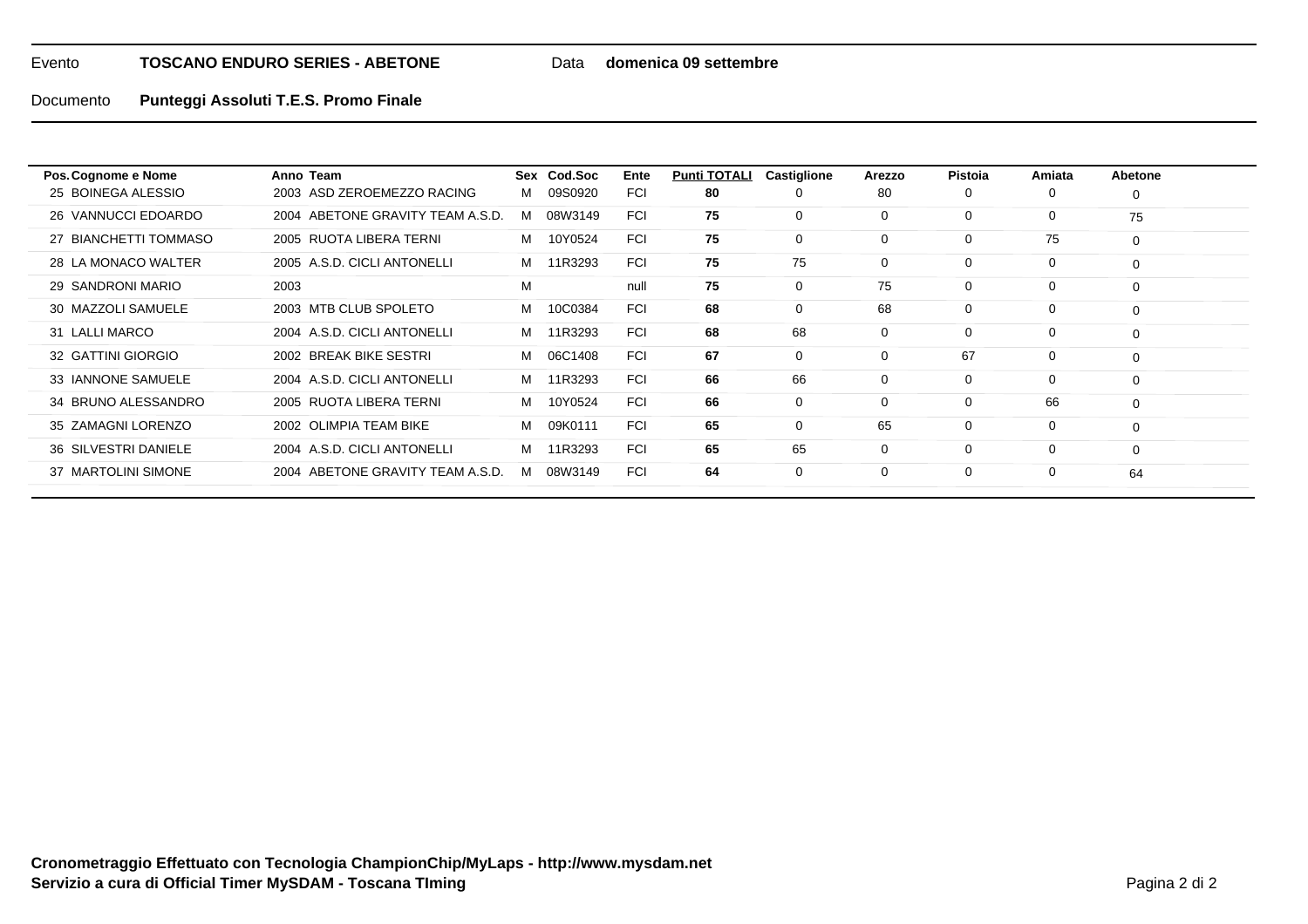Evento **TOSCANO ENDURO SERIES - ABETONE** Data **domenica 09 settembre**

Documento **Punteggi Assoluti T.E.S. Promo Finale**

| Pos. | Cognome e Nome | Anno | Team | Sex | Cod.Soc | Ente | Punti TOTALI | Castiglione | Arezzo | Pistoia | Amiata | Abetone |
|---|---|---|---|---|---|---|---|---|---|---|---|---|
| 25 | BOINEGA ALESSIO | 2003 | ASD ZEROEMEZZO RACING | M | 09S0920 | FCI | **80** | 0 | 80 | 0 | 0 | 0 |
| 26 | VANNUCCI EDOARDO | 2004 | ABETONE GRAVITY TEAM A.S.D. | M | 08W3149 | FCI | **75** | 0 | 0 | 0 | 0 | 75 |
| 27 | BIANCHETTI TOMMASO | 2005 | RUOTA LIBERA TERNI | M | 10Y0524 | FCI | **75** | 0 | 0 | 0 | 75 | 0 |
| 28 | LA MONACO WALTER | 2005 | A.S.D. CICLI ANTONELLI | M | 11R3293 | FCI | **75** | 75 | 0 | 0 | 0 | 0 |
| 29 | SANDRONI MARIO | 2003 | | M | | null | **75** | 0 | 75 | 0 | 0 | 0 |
| 30 | MAZZOLI SAMUELE | 2003 | MTB CLUB SPOLETO | M | 10C0384 | FCI | **68** | 0 | 68 | 0 | 0 | 0 |
| 31 | LALLI MARCO | 2004 | A.S.D. CICLI ANTONELLI | M | 11R3293 | FCI | **68** | 68 | 0 | 0 | 0 | 0 |
| 32 | GATTINI GIORGIO | 2002 | BREAK BIKE SESTRI | M | 06C1408 | FCI | **67** | 0 | 0 | 67 | 0 | 0 |
| 33 | IANNONE SAMUELE | 2004 | A.S.D. CICLI ANTONELLI | M | 11R3293 | FCI | **66** | 66 | 0 | 0 | 0 | 0 |
| 34 | BRUNO ALESSANDRO | 2005 | RUOTA LIBERA TERNI | M | 10Y0524 | FCI | **66** | 0 | 0 | 0 | 66 | 0 |
| 35 | ZAMAGNI LORENZO | 2002 | OLIMPIA TEAM BIKE | M | 09K0111 | FCI | **65** | 0 | 65 | 0 | 0 | 0 |
| 36 | SILVESTRI DANIELE | 2004 | A.S.D. CICLI ANTONELLI | M | 11R3293 | FCI | **65** | 65 | 0 | 0 | 0 | 0 |
| 37 | MARTOLINI SIMONE | 2004 | ABETONE GRAVITY TEAM A.S.D. | M | 08W3149 | FCI | **64** | 0 | 0 | 0 | 0 | 64 |

**Cronometraggio Effettuato con Tecnologia ChampionChip/MyLaps - http://www.mysdam.net**
**Servizio a cura di Official Timer MySDAM - Toscana TIming**